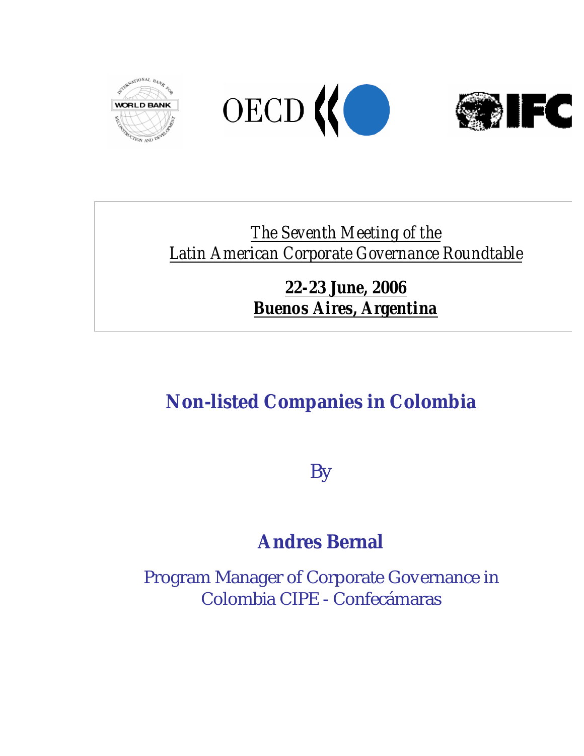*The Seventh Meeting of the*
*Latin American Corporate Governance Roundtable*

**22-23 June, 2006**
**Buenos Aires, Argentina**

# Non-listed Companies in Colombia

By

**Andres Bernal**

Program Manager of Corporate Governance in Colombia CIPE - Confecámaras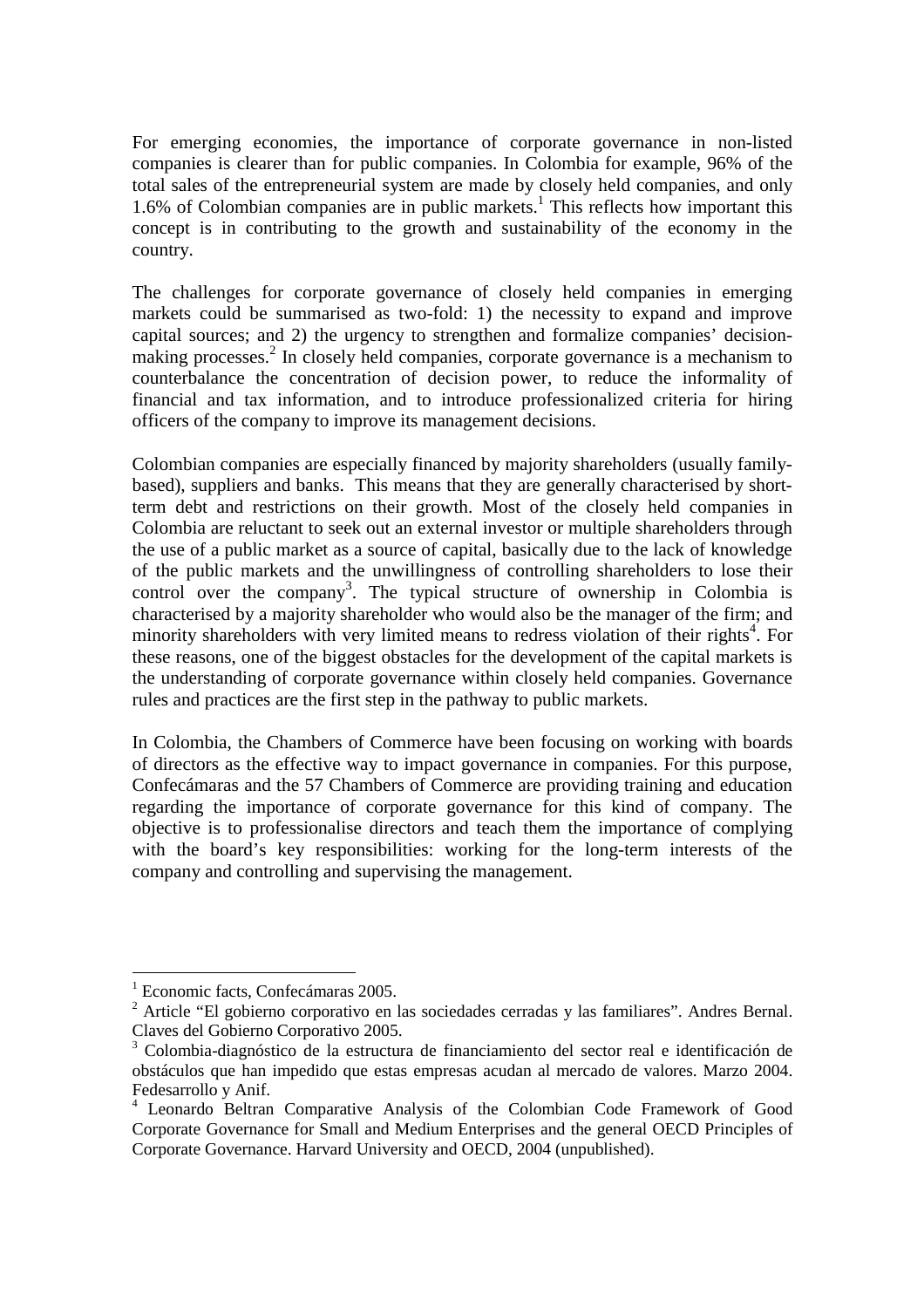For emerging economies, the importance of corporate governance in non-listed companies is clearer than for public companies. In Colombia for example, 96% of the total sales of the entrepreneurial system are made by closely held companies, and only 1.6% of Colombian companies are in public markets.[1] This reflects how important this concept is in contributing to the growth and sustainability of the economy in the country.

The challenges for corporate governance of closely held companies in emerging markets could be summarised as two-fold: 1) the necessity to expand and improve capital sources; and 2) the urgency to strengthen and formalize companies' decision-making processes.[2] In closely held companies, corporate governance is a mechanism to counterbalance the concentration of decision power, to reduce the informality of financial and tax information, and to introduce professionalized criteria for hiring officers of the company to improve its management decisions.

Colombian companies are especially financed by majority shareholders (usually family-based), suppliers and banks. This means that they are generally characterised by short-term debt and restrictions on their growth. Most of the closely held companies in Colombia are reluctant to seek out an external investor or multiple shareholders through the use of a public market as a source of capital, basically due to the lack of knowledge of the public markets and the unwillingness of controlling shareholders to lose their control over the company[3]. The typical structure of ownership in Colombia is characterised by a majority shareholder who would also be the manager of the firm; and minority shareholders with very limited means to redress violation of their rights[4]. For these reasons, one of the biggest obstacles for the development of the capital markets is the understanding of corporate governance within closely held companies. Governance rules and practices are the first step in the pathway to public markets.

In Colombia, the Chambers of Commerce have been focusing on working with boards of directors as the effective way to impact governance in companies. For this purpose, Confecámaras and the 57 Chambers of Commerce are providing training and education regarding the importance of corporate governance for this kind of company. The objective is to professionalise directors and teach them the importance of complying with the board's key responsibilities: working for the long-term interests of the company and controlling and supervising the management.

---

[1] Economic facts, Confecámaras 2005.

[2] Article "El gobierno corporativo en las sociedades cerradas y las familiares". Andres Bernal. Claves del Gobierno Corporativo 2005.

[3] Colombia-diagnóstico de la estructura de financiamiento del sector real e identificación de obstáculos que han impedido que estas empresas acudan al mercado de valores. Marzo 2004. Fedesarrollo y Anif.

[4] Leonardo Beltran Comparative Analysis of the Colombian Code Framework of Good Corporate Governance for Small and Medium Enterprises and the general OECD Principles of Corporate Governance. Harvard University and OECD, 2004 (unpublished).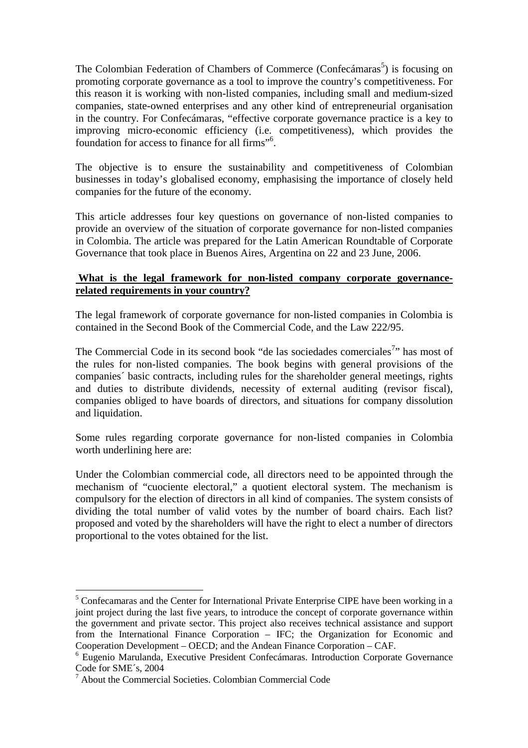The Colombian Federation of Chambers of Commerce (Confecámaras[5]) is focusing on promoting corporate governance as a tool to improve the country's competitiveness. For this reason it is working with non-listed companies, including small and medium-sized companies, state-owned enterprises and any other kind of entrepreneurial organisation in the country. For Confecámaras, "effective corporate governance practice is a key to improving micro-economic efficiency (i.e. competitiveness), which provides the foundation for access to finance for all firms"[6].

The objective is to ensure the sustainability and competitiveness of Colombian businesses in today's globalised economy, emphasising the importance of closely held companies for the future of the economy.

This article addresses four key questions on governance of non-listed companies to provide an overview of the situation of corporate governance for non-listed companies in Colombia. The article was prepared for the Latin American Roundtable of Corporate Governance that took place in Buenos Aires, Argentina on 22 and 23 June, 2006.

**What is the legal framework for non-listed company corporate governance-related requirements in your country?**

The legal framework of corporate governance for non-listed companies in Colombia is contained in the Second Book of the Commercial Code, and the Law 222/95.

The Commercial Code in its second book "de las sociedades comerciales[7]" has most of the rules for non-listed companies. The book begins with general provisions of the companies´ basic contracts, including rules for the shareholder general meetings, rights and duties to distribute dividends, necessity of external auditing (revisor fiscal), companies obliged to have boards of directors, and situations for company dissolution and liquidation.

Some rules regarding corporate governance for non-listed companies in Colombia worth underlining here are:

Under the Colombian commercial code, all directors need to be appointed through the mechanism of "cuociente electoral," a quotient electoral system. The mechanism is compulsory for the election of directors in all kind of companies. The system consists of dividing the total number of valid votes by the number of board chairs. Each list? proposed and voted by the shareholders will have the right to elect a number of directors proportional to the votes obtained for the list.

---

[5] Confecamaras and the Center for International Private Enterprise CIPE have been working in a joint project during the last five years, to introduce the concept of corporate governance within the government and private sector. This project also receives technical assistance and support from the International Finance Corporation – IFC; the Organization for Economic and Cooperation Development – OECD; and the Andean Finance Corporation – CAF.

[6] Eugenio Marulanda, Executive President Confecámaras. Introduction Corporate Governance Code for SME´s, 2004

[7] About the Commercial Societies. Colombian Commercial Code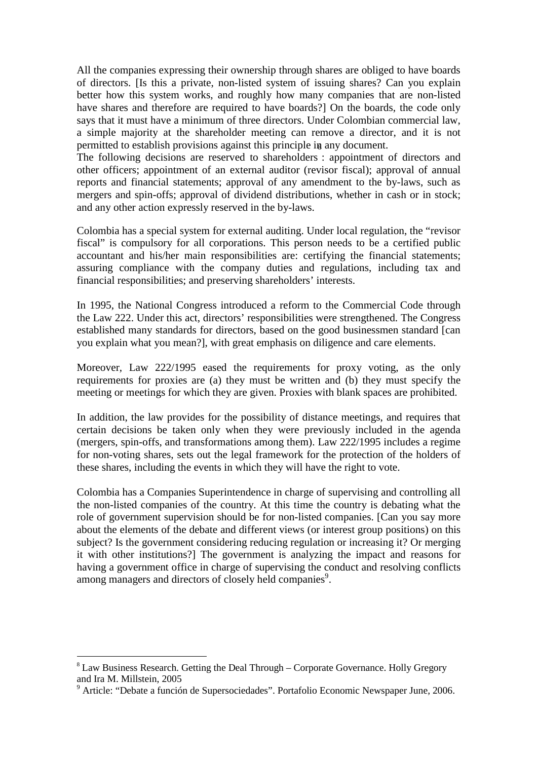All the companies expressing their ownership through shares are obliged to have boards of directors. [Is this a private, non-listed system of issuing shares? Can you explain better how this system works, and roughly how many companies that are non-listed have shares and therefore are required to have boards?] On the boards, the code only says that it must have a minimum of three directors. Under Colombian commercial law, a simple majority at the shareholder meeting can remove a director, and it is not permitted to establish provisions against this principle in any document.[8]
The following decisions are reserved to shareholders : appointment of directors and other officers; appointment of an external auditor (revisor fiscal); approval of annual reports and financial statements; approval of any amendment to the by-laws, such as mergers and spin-offs; approval of dividend distributions, whether in cash or in stock; and any other action expressly reserved in the by-laws.

Colombia has a special system for external auditing. Under local regulation, the "revisor fiscal" is compulsory for all corporations. This person needs to be a certified public accountant and his/her main responsibilities are: certifying the financial statements; assuring compliance with the company duties and regulations, including tax and financial responsibilities; and preserving shareholders' interests.

In 1995, the National Congress introduced a reform to the Commercial Code through the Law 222. Under this act, directors' responsibilities were strengthened. The Congress established many standards for directors, based on the good businessmen standard [can you explain what you mean?], with great emphasis on diligence and care elements.

Moreover, Law 222/1995 eased the requirements for proxy voting, as the only requirements for proxies are (a) they must be written and (b) they must specify the meeting or meetings for which they are given. Proxies with blank spaces are prohibited.

In addition, the law provides for the possibility of distance meetings, and requires that certain decisions be taken only when they were previously included in the agenda (mergers, spin-offs, and transformations among them). Law 222/1995 includes a regime for non-voting shares, sets out the legal framework for the protection of the holders of these shares, including the events in which they will have the right to vote.

Colombia has a Companies Superintendence in charge of supervising and controlling all the non-listed companies of the country. At this time the country is debating what the role of government supervision should be for non-listed companies. [Can you say more about the elements of the debate and different views (or interest group positions) on this subject? Is the government considering reducing regulation or increasing it? Or merging it with other institutions?] The government is analyzing the impact and reasons for having a government office in charge of supervising the conduct and resolving conflicts among managers and directors of closely held companies[9].

---

[8] Law Business Research. Getting the Deal Through – Corporate Governance. Holly Gregory and Ira M. Millstein, 2005

[9] Article: "Debate a función de Supersociedades". Portafolio Economic Newspaper June, 2006.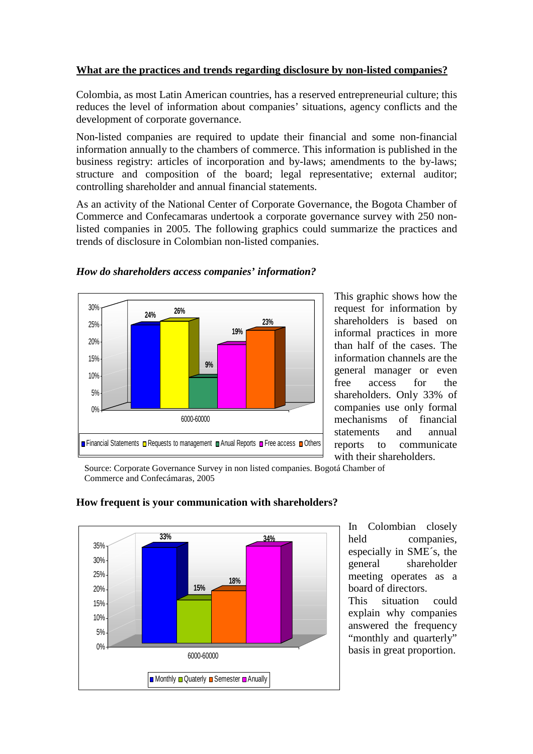**What are the practices and trends regarding disclosure by non-listed companies?**

Colombia, as most Latin American countries, has a reserved entrepreneurial culture; this reduces the level of information about companies' situations, agency conflicts and the development of corporate governance.

Non-listed companies are required to update their financial and some non-financial information annually to the chambers of commerce. This information is published in the business registry: articles of incorporation and by-laws; amendments to the by-laws; structure and composition of the board; legal representative; external auditor; controlling shareholder and annual financial statements.

As an activity of the National Center of Corporate Governance, the Bogota Chamber of Commerce and Confecamaras undertook a corporate governance survey with 250 non-listed companies in 2005. The following graphics could summarize the practices and trends of disclosure in Colombian non-listed companies.

***How do shareholders access companies' information?***

| 6000-60000 | Financial Statements | Requests to management | Anual Reports | Free access | Others |
|---|---|---|---|---|---|
| % | 24% | 26% | 9% | 19% | 23% |

This graphic shows how the request for information by shareholders is based on informal practices in more than half of the cases. The information channels are the general manager or even free access for the shareholders. Only 33% of companies use only formal mechanisms of financial statements and annual reports to communicate with their shareholders.

Source: Corporate Governance Survey in non listed companies. Bogotá Chamber of Commerce and Confecámaras, 2005

**How frequent is your communication with shareholders?**

| 6000-60000 | Monthly | Quaterly | Semester | Anually |
|---|---|---|---|---|
| % | 33% | 15% | 18% | 34% |

In Colombian closely held companies, especially in SME´s, the general shareholder meeting operates as a board of directors.
This situation could explain why companies answered the frequency "monthly and quarterly" basis in great proportion.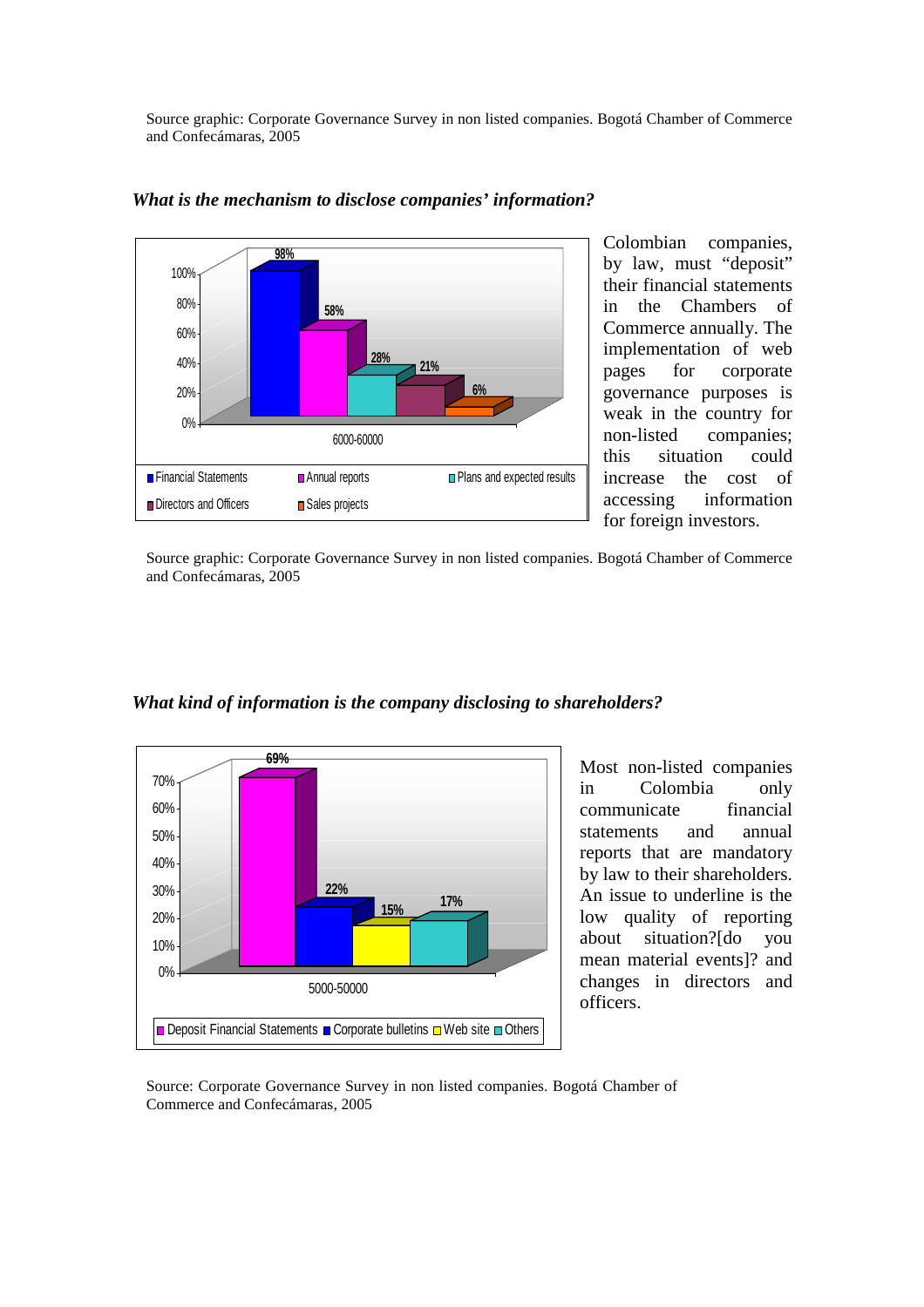Source graphic: Corporate Governance Survey in non listed companies. Bogotá Chamber of Commerce and Confecámaras, 2005

***What is the mechanism to disclose companies' information?***

| 6000-60000 | |
|---|---|
| Financial Statements | 98% |
| Annual reports | 58% |
| Plans and expected results | 28% |
| Directors and Officers | 21% |
| Sales projects | 6% |

Colombian companies, by law, must "deposit" their financial statements in the Chambers of Commerce annually. The implementation of web pages for corporate governance purposes is weak in the country for non-listed companies; this situation could increase the cost of accessing information for foreign investors.

Source graphic: Corporate Governance Survey in non listed companies. Bogotá Chamber of Commerce and Confecámaras, 2005

***What kind of information is the company disclosing to shareholders?***

| 5000-50000 | |
|---|---|
| Deposit Financial Statements | 69% |
| Corporate bulletins | 22% |
| Web site | 15% |
| Others | 17% |

Most non-listed companies in Colombia only communicate financial statements and annual reports that are mandatory by law to their shareholders. An issue to underline is the low quality of reporting about situation?[do you mean material events]? and changes in directors and officers.

Source: Corporate Governance Survey in non listed companies. Bogotá Chamber of Commerce and Confecámaras, 2005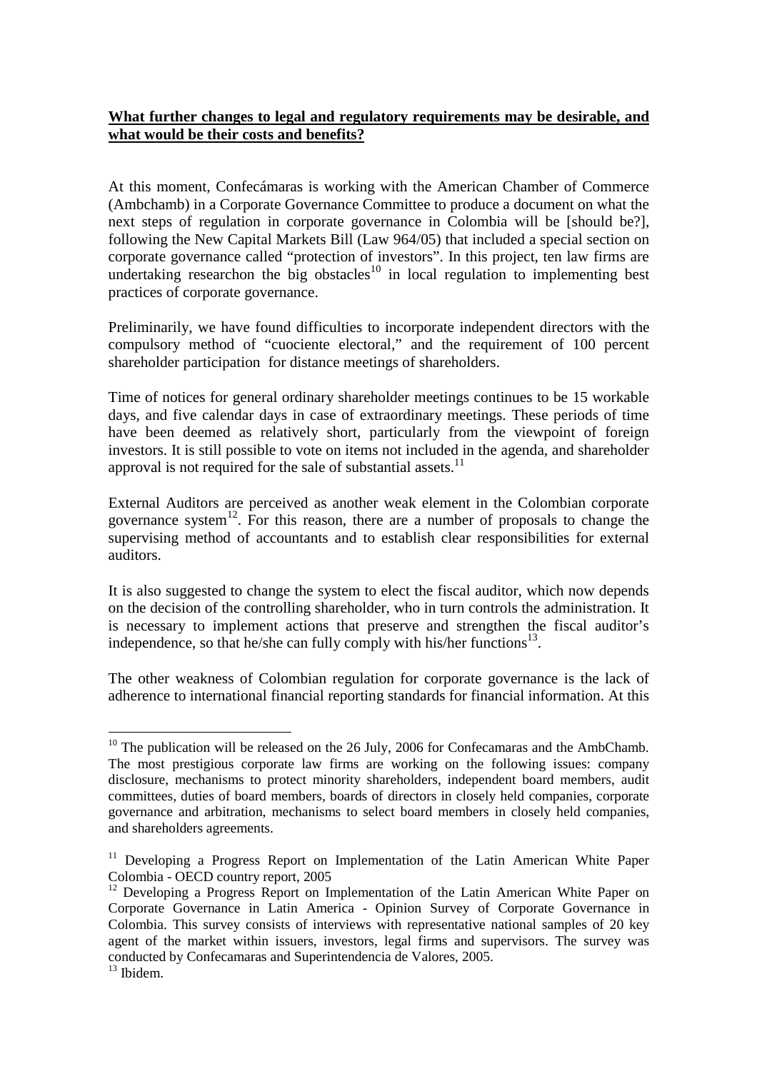**What further changes to legal and regulatory requirements may be desirable, and what would be their costs and benefits?**

At this moment, Confecámaras is working with the American Chamber of Commerce (Ambchamb) in a Corporate Governance Committee to produce a document on what the next steps of regulation in corporate governance in Colombia will be [should be?], following the New Capital Markets Bill (Law 964/05) that included a special section on corporate governance called "protection of investors". In this project, ten law firms are undertaking researchon the big obstacles[10] in local regulation to implementing best practices of corporate governance.

Preliminarily, we have found difficulties to incorporate independent directors with the compulsory method of "cuociente electoral," and the requirement of 100 percent shareholder participation for distance meetings of shareholders.

Time of notices for general ordinary shareholder meetings continues to be 15 workable days, and five calendar days in case of extraordinary meetings. These periods of time have been deemed as relatively short, particularly from the viewpoint of foreign investors. It is still possible to vote on items not included in the agenda, and shareholder approval is not required for the sale of substantial assets.[11]

External Auditors are perceived as another weak element in the Colombian corporate governance system[12]. For this reason, there are a number of proposals to change the supervising method of accountants and to establish clear responsibilities for external auditors.

It is also suggested to change the system to elect the fiscal auditor, which now depends on the decision of the controlling shareholder, who in turn controls the administration. It is necessary to implement actions that preserve and strengthen the fiscal auditor's independence, so that he/she can fully comply with his/her functions[13].

The other weakness of Colombian regulation for corporate governance is the lack of adherence to international financial reporting standards for financial information. At this

---

[10] The publication will be released on the 26 July, 2006 for Confecamaras and the AmbChamb. The most prestigious corporate law firms are working on the following issues: company disclosure, mechanisms to protect minority shareholders, independent board members, audit committees, duties of board members, boards of directors in closely held companies, corporate governance and arbitration, mechanisms to select board members in closely held companies, and shareholders agreements.

[11] Developing a Progress Report on Implementation of the Latin American White Paper Colombia - OECD country report, 2005

[12] Developing a Progress Report on Implementation of the Latin American White Paper on Corporate Governance in Latin America - Opinion Survey of Corporate Governance in Colombia. This survey consists of interviews with representative national samples of 20 key agent of the market within issuers, investors, legal firms and supervisors. The survey was conducted by Confecamaras and Superintendencia de Valores, 2005.

[13] Ibidem.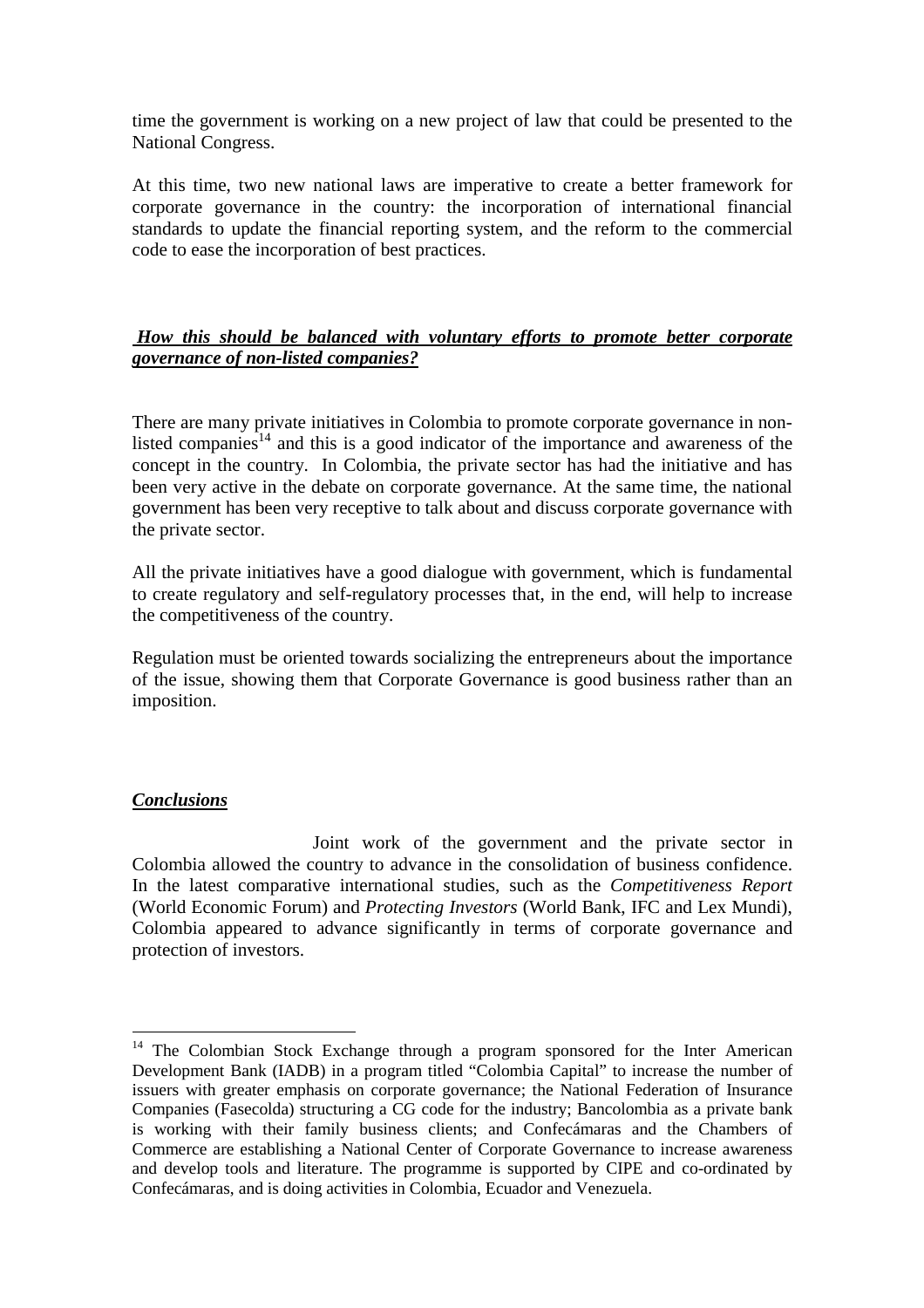time the government is working on a new project of law that could be presented to the National Congress.

At this time, two new national laws are imperative to create a better framework for corporate governance in the country: the incorporation of international financial standards to update the financial reporting system, and the reform to the commercial code to ease the incorporation of best practices.

***How this should be balanced with voluntary efforts to promote better corporate governance of non-listed companies?***

There are many private initiatives in Colombia to promote corporate governance in non-listed companies[14] and this is a good indicator of the importance and awareness of the concept in the country. In Colombia, the private sector has had the initiative and has been very active in the debate on corporate governance. At the same time, the national government has been very receptive to talk about and discuss corporate governance with the private sector.

All the private initiatives have a good dialogue with government, which is fundamental to create regulatory and self-regulatory processes that, in the end, will help to increase the competitiveness of the country.

Regulation must be oriented towards socializing the entrepreneurs about the importance of the issue, showing them that Corporate Governance is good business rather than an imposition.

***Conclusions***

Joint work of the government and the private sector in Colombia allowed the country to advance in the consolidation of business confidence. In the latest comparative international studies, such as the *Competitiveness Report* (World Economic Forum) and *Protecting Investors* (World Bank, IFC and Lex Mundi), Colombia appeared to advance significantly in terms of corporate governance and protection of investors.

---

[14] The Colombian Stock Exchange through a program sponsored for the Inter American Development Bank (IADB) in a program titled "Colombia Capital" to increase the number of issuers with greater emphasis on corporate governance; the National Federation of Insurance Companies (Fasecolda) structuring a CG code for the industry; Bancolombia as a private bank is working with their family business clients; and Confecámaras and the Chambers of Commerce are establishing a National Center of Corporate Governance to increase awareness and develop tools and literature. The programme is supported by CIPE and co-ordinated by Confecámaras, and is doing activities in Colombia, Ecuador and Venezuela.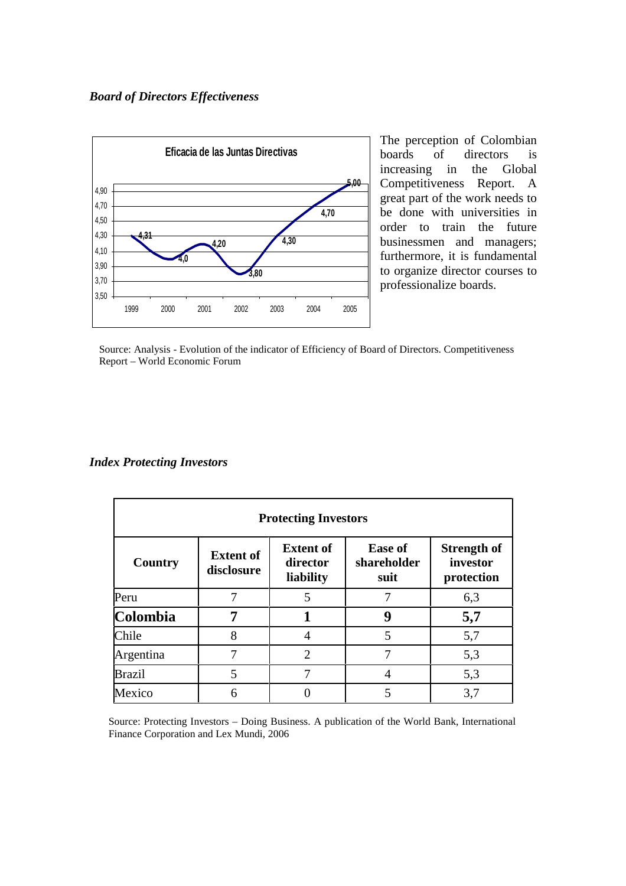***Board of Directors Effectiveness***

The perception of Colombian boards of directors is increasing in the Global Competitiveness Report. A great part of the work needs to be done with universities in order to train the future businessmen and managers; furthermore, it is fundamental to organize director courses to professionalize boards.

Source: Analysis - Evolution of the indicator of Efficiency of Board of Directors. Competitiveness Report – World Economic Forum

***Index Protecting Investors***

| Protecting Investors | | | | |
|---|---|---|---|---|
| **Country** | **Extent of disclosure** | **Extent of director liability** | **Ease of shareholder suit** | **Strength of investor protection** |
| Peru | 7 | 5 | 7 | 6,3 |
| **Colombia** | **7** | **1** | **9** | **5,7** |
| Chile | 8 | 4 | 5 | 5,7 |
| Argentina | 7 | 2 | 7 | 5,3 |
| Brazil | 5 | 7 | 4 | 5,3 |
| Mexico | 6 | 0 | 5 | 3,7 |

Source: Protecting Investors – Doing Business. A publication of the World Bank, International Finance Corporation and Lex Mundi, 2006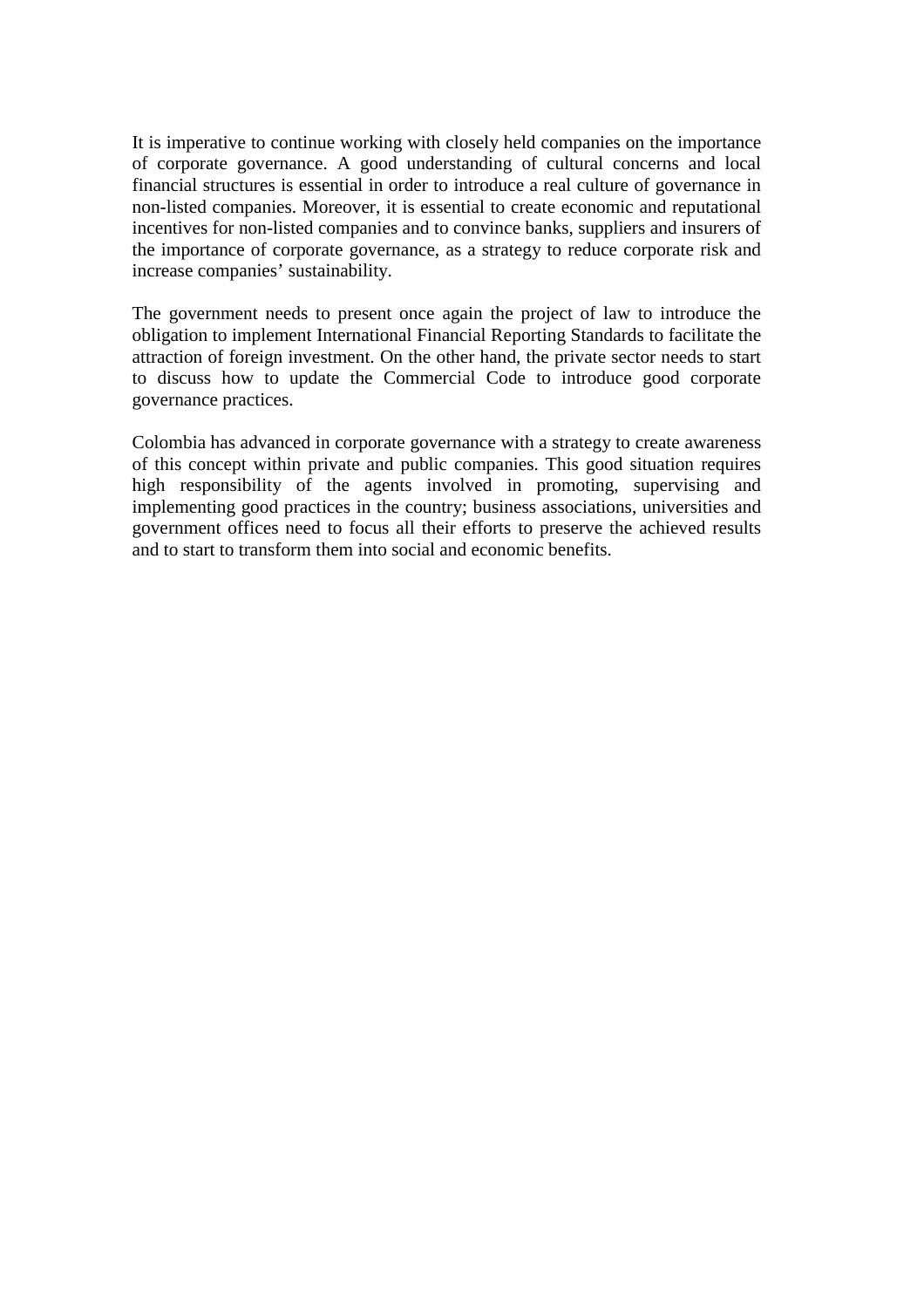It is imperative to continue working with closely held companies on the importance of corporate governance. A good understanding of cultural concerns and local financial structures is essential in order to introduce a real culture of governance in non-listed companies. Moreover, it is essential to create economic and reputational incentives for non-listed companies and to convince banks, suppliers and insurers of the importance of corporate governance, as a strategy to reduce corporate risk and increase companies' sustainability.

The government needs to present once again the project of law to introduce the obligation to implement International Financial Reporting Standards to facilitate the attraction of foreign investment. On the other hand, the private sector needs to start to discuss how to update the Commercial Code to introduce good corporate governance practices.

Colombia has advanced in corporate governance with a strategy to create awareness of this concept within private and public companies. This good situation requires high responsibility of the agents involved in promoting, supervising and implementing good practices in the country; business associations, universities and government offices need to focus all their efforts to preserve the achieved results and to start to transform them into social and economic benefits.